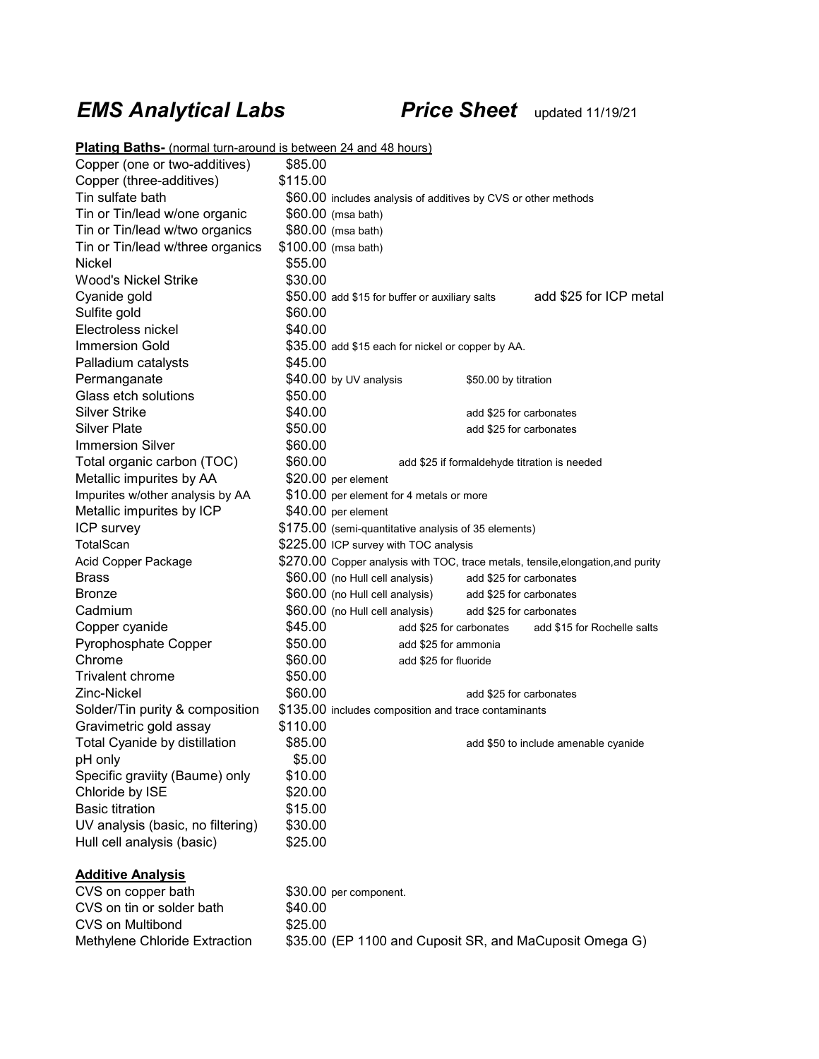# *EMS Analytical Labs* *Price Sheet* updated 11/19/21

**Plating Baths-** (normal turn-around is between 24 and 48 hours)

| Item | Price | Notes | | |
|---|---|---|---|---|
| Copper (one or two-additives) | $85.00 | | | |
| Copper (three-additives) | $115.00 | | | |
| Tin sulfate bath | $60.00 | includes analysis of additives by CVS or other methods | | |
| Tin or Tin/lead w/one organic | $60.00 | (msa bath) | | |
| Tin or Tin/lead w/two organics | $80.00 | (msa bath) | | |
| Tin or Tin/lead w/three organics | $100.00 | (msa bath) | | |
| Nickel | $55.00 | | | |
| Wood's Nickel Strike | $30.00 | | | |
| Cyanide gold | $50.00 | add $15 for buffer or auxiliary salts | | add $25 for ICP metal |
| Sulfite gold | $60.00 | | | |
| Electroless nickel | $40.00 | | | |
| Immersion Gold | $35.00 | add $15 each for nickel or copper by AA. | | |
| Palladium catalysts | $45.00 | | | |
| Permanganate | $40.00 | by UV analysis | $50.00 by titration | |
| Glass etch solutions | $50.00 | | | |
| Silver Strike | $40.00 | | add $25 for carbonates | |
| Silver Plate | $50.00 | | add $25 for carbonates | |
| Immersion Silver | $60.00 | | | |
| Total organic carbon (TOC) | $60.00 | add $25 if formaldehyde titration is needed | | |
| Metallic impurites by AA | $20.00 | per element | | |
| Impurites w/other analysis by AA | $10.00 | per element for 4 metals or more | | |
| Metallic impurites by ICP | $40.00 | per element | | |
| ICP survey | $175.00 | (semi-quantitative analysis of 35 elements) | | |
| TotalScan | $225.00 | ICP survey with TOC analysis | | |
| Acid Copper Package | $270.00 | Copper analysis with TOC, trace metals, tensile,elongation,and purity | | |
| Brass | $60.00 | (no Hull cell analysis) | add $25 for carbonates | |
| Bronze | $60.00 | (no Hull cell analysis) | add $25 for carbonates | |
| Cadmium | $60.00 | (no Hull cell analysis) | add $25 for carbonates | |
| Copper cyanide | $45.00 | add $25 for carbonates | | add $15 for Rochelle salts |
| Pyrophosphate Copper | $50.00 | add $25 for ammonia | | |
| Chrome | $60.00 | add $25 for fluoride | | |
| Trivalent chrome | $50.00 | | | |
| Zinc-Nickel | $60.00 | | add $25 for carbonates | |
| Solder/Tin purity & composition | $135.00 | includes composition and trace contaminants | | |
| Gravimetric gold assay | $110.00 | | | |
| Total Cyanide by distillation | $85.00 | | add $50 to include amenable cyanide | |
| pH only | $5.00 | | | |
| Specific graviity (Baume) only | $10.00 | | | |
| Chloride by ISE | $20.00 | | | |
| Basic titration | $15.00 | | | |
| UV analysis (basic, no filtering) | $30.00 | | | |
| Hull cell analysis (basic) | $25.00 | | | |

**Additive Analysis**

| Item | Price | Notes |
|---|---|---|
| CVS on copper bath | $30.00 | per component. |
| CVS on tin or solder bath | $40.00 | |
| CVS on Multibond | $25.00 | |
| Methylene Chloride Extraction | $35.00 | (EP 1100 and Cuposit SR, and MaCuposit Omega G) |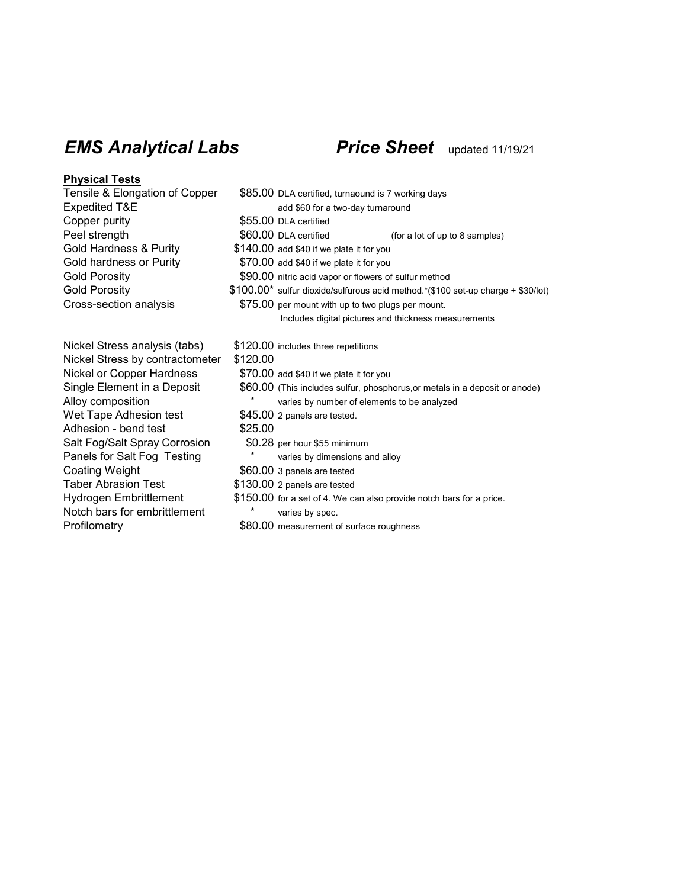# *EMS Analytical Labs* *Price Sheet* updated 11/19/21

**Physical Tests**

| | | |
|---|---|---|
| Tensile & Elongation of Copper | $85.00 | DLA certified, turnaound is 7 working days |
| Expedited T&E | | add $60 for a two-day turnaround |
| Copper purity | $55.00 | DLA certified |
| Peel strength | $60.00 | DLA certified (for a lot of up to 8 samples) |
| Gold Hardness & Purity | $140.00 | add $40 if we plate it for you |
| Gold hardness or Purity | $70.00 | add $40 if we plate it for you |
| Gold Porosity | $90.00 | nitric acid vapor or flowers of sulfur method |
| Gold Porosity | $100.00* | sulfur dioxide/sulfurous acid method.*($100 set-up charge + $30/lot) |
| Cross-section analysis | $75.00 | per mount with up to two plugs per mount. Includes digital pictures and thickness measurements |
| Nickel Stress analysis (tabs) | $120.00 | includes three repetitions |
| Nickel Stress by contractometer | $120.00 | |
| Nickel or Copper Hardness | $70.00 | add $40 if we plate it for you |
| Single Element in a Deposit | $60.00 | (This includes sulfur, phosphorus,or metals in a deposit or anode) |
| Alloy composition | * | varies by number of elements to be analyzed |
| Wet Tape Adhesion test | $45.00 | 2 panels are tested. |
| Adhesion - bend test | $25.00 | |
| Salt Fog/Salt Spray Corrosion | $0.28 | per hour $55 minimum |
| Panels for Salt Fog Testing | * | varies by dimensions and alloy |
| Coating Weight | $60.00 | 3 panels are tested |
| Taber Abrasion Test | $130.00 | 2 panels are tested |
| Hydrogen Embrittlement | $150.00 | for a set of 4. We can also provide notch bars for a price. |
| Notch bars for embrittlement | * | varies by spec. |
| Profilometry | $80.00 | measurement of surface roughness |